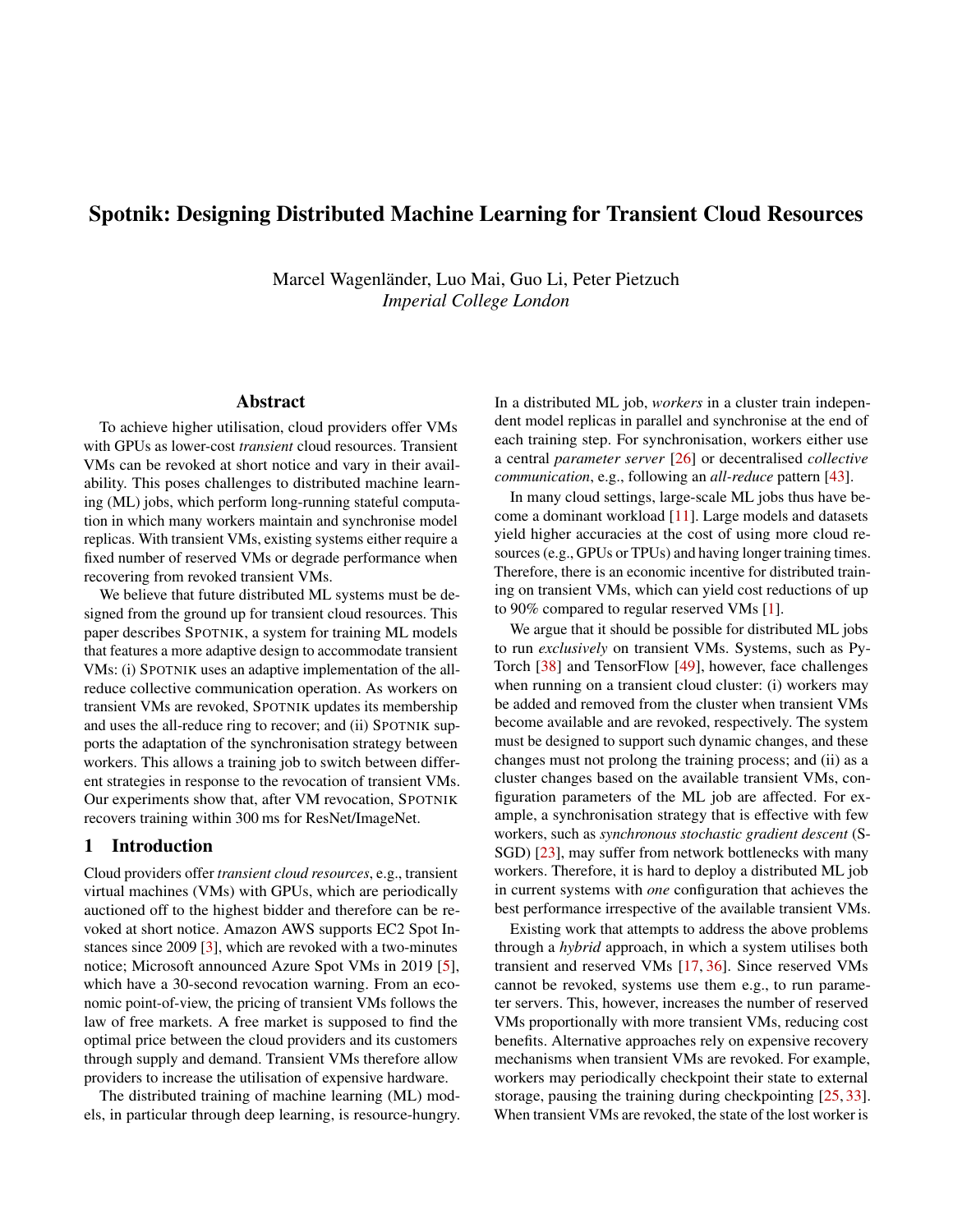# Spotnik: Designing Distributed Machine Learning for Transient Cloud Resources

Marcel Wagenländer, Luo Mai, Guo Li, Peter Pietzuch
*Imperial College London*

## Abstract

To achieve higher utilisation, cloud providers offer VMs with GPUs as lower-cost *transient* cloud resources. Transient VMs can be revoked at short notice and vary in their availability. This poses challenges to distributed machine learning (ML) jobs, which perform long-running stateful computation in which many workers maintain and synchronise model replicas. With transient VMs, existing systems either require a fixed number of reserved VMs or degrade performance when recovering from revoked transient VMs.

We believe that future distributed ML systems must be designed from the ground up for transient cloud resources. This paper describes SPOTNIK, a system for training ML models that features a more adaptive design to accommodate transient VMs: (i) SPOTNIK uses an adaptive implementation of the all-reduce collective communication operation. As workers on transient VMs are revoked, SPOTNIK updates its membership and uses the all-reduce ring to recover; and (ii) SPOTNIK supports the adaptation of the synchronisation strategy between workers. This allows a training job to switch between different strategies in response to the revocation of transient VMs. Our experiments show that, after VM revocation, SPOTNIK recovers training within 300 ms for ResNet/ImageNet.

## 1 Introduction

Cloud providers offer *transient cloud resources*, e.g., transient virtual machines (VMs) with GPUs, which are periodically auctioned off to the highest bidder and therefore can be revoked at short notice. Amazon AWS supports EC2 Spot Instances since 2009 [3], which are revoked with a two-minutes notice; Microsoft announced Azure Spot VMs in 2019 [5], which have a 30-second revocation warning. From an economic point-of-view, the pricing of transient VMs follows the law of free markets. A free market is supposed to find the optimal price between the cloud providers and its customers through supply and demand. Transient VMs therefore allow providers to increase the utilisation of expensive hardware.

The distributed training of machine learning (ML) models, in particular through deep learning, is resource-hungry. In a distributed ML job, *workers* in a cluster train independent model replicas in parallel and synchronise at the end of each training step. For synchronisation, workers either use a central *parameter server* [26] or decentralised *collective communication*, e.g., following an *all-reduce* pattern [43].

In many cloud settings, large-scale ML jobs thus have become a dominant workload [11]. Large models and datasets yield higher accuracies at the cost of using more cloud resources (e.g., GPUs or TPUs) and having longer training times. Therefore, there is an economic incentive for distributed training on transient VMs, which can yield cost reductions of up to 90% compared to regular reserved VMs [1].

We argue that it should be possible for distributed ML jobs to run *exclusively* on transient VMs. Systems, such as PyTorch [38] and TensorFlow [49], however, face challenges when running on a transient cloud cluster: (i) workers may be added and removed from the cluster when transient VMs become available and are revoked, respectively. The system must be designed to support such dynamic changes, and these changes must not prolong the training process; and (ii) as a cluster changes based on the available transient VMs, configuration parameters of the ML job are affected. For example, a synchronisation strategy that is effective with few workers, such as *synchronous stochastic gradient descent* (S-SGD) [23], may suffer from network bottlenecks with many workers. Therefore, it is hard to deploy a distributed ML job in current systems with *one* configuration that achieves the best performance irrespective of the available transient VMs.

Existing work that attempts to address the above problems through a *hybrid* approach, in which a system utilises both transient and reserved VMs [17, 36]. Since reserved VMs cannot be revoked, systems use them e.g., to run parameter servers. This, however, increases the number of reserved VMs proportionally with more transient VMs, reducing cost benefits. Alternative approaches rely on expensive recovery mechanisms when transient VMs are revoked. For example, workers may periodically checkpoint their state to external storage, pausing the training during checkpointing [25, 33]. When transient VMs are revoked, the state of the lost worker is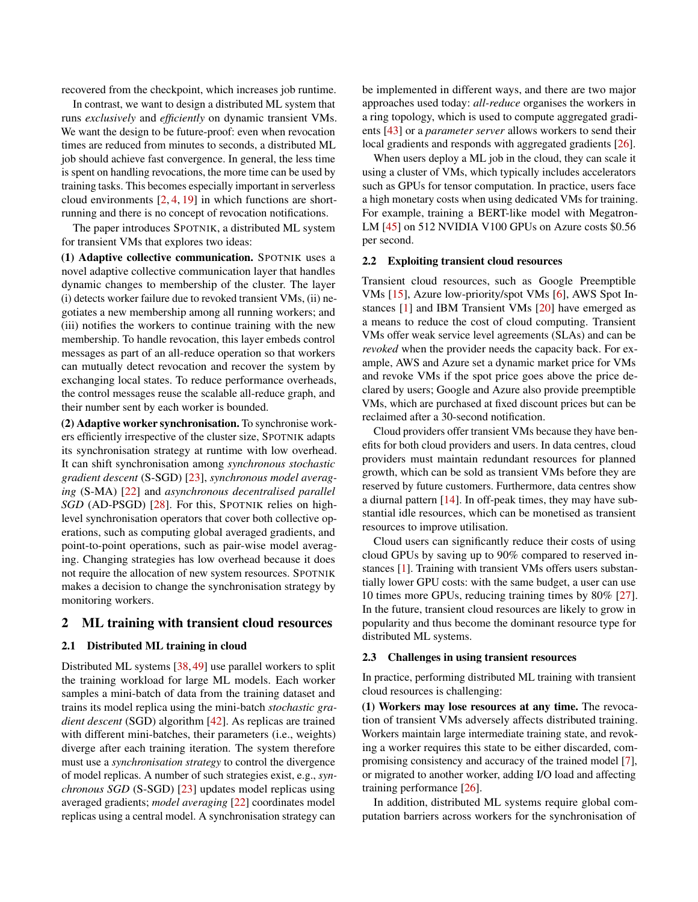recovered from the checkpoint, which increases job runtime.

In contrast, we want to design a distributed ML system that runs *exclusively* and *efficiently* on dynamic transient VMs. We want the design to be future-proof: even when revocation times are reduced from minutes to seconds, a distributed ML job should achieve fast convergence. In general, the less time is spent on handling revocations, the more time can be used by training tasks. This becomes especially important in serverless cloud environments [2, 4, 19] in which functions are short-running and there is no concept of revocation notifications.

The paper introduces SPOTNIK, a distributed ML system for transient VMs that explores two ideas:

**(1) Adaptive collective communication.** SPOTNIK uses a novel adaptive collective communication layer that handles dynamic changes to membership of the cluster. The layer (i) detects worker failure due to revoked transient VMs, (ii) negotiates a new membership among all running workers; and (iii) notifies the workers to continue training with the new membership. To handle revocation, this layer embeds control messages as part of an all-reduce operation so that workers can mutually detect revocation and recover the system by exchanging local states. To reduce performance overheads, the control messages reuse the scalable all-reduce graph, and their number sent by each worker is bounded.

**(2) Adaptive worker synchronisation.** To synchronise workers efficiently irrespective of the cluster size, SPOTNIK adapts its synchronisation strategy at runtime with low overhead. It can shift synchronisation among *synchronous stochastic gradient descent* (S-SGD) [23], *synchronous model averaging* (S-MA) [22] and *asynchronous decentralised parallel SGD* (AD-PSGD) [28]. For this, SPOTNIK relies on high-level synchronisation operators that cover both collective operations, such as computing global averaged gradients, and point-to-point operations, such as pair-wise model averaging. Changing strategies has low overhead because it does not require the allocation of new system resources. SPOTNIK makes a decision to change the synchronisation strategy by monitoring workers.

## 2 ML training with transient cloud resources

### 2.1 Distributed ML training in cloud

Distributed ML systems [38, 49] use parallel workers to split the training workload for large ML models. Each worker samples a mini-batch of data from the training dataset and trains its model replica using the mini-batch *stochastic gradient descent* (SGD) algorithm [42]. As replicas are trained with different mini-batches, their parameters (i.e., weights) diverge after each training iteration. The system therefore must use a *synchronisation strategy* to control the divergence of model replicas. A number of such strategies exist, e.g., *synchronous SGD* (S-SGD) [23] updates model replicas using averaged gradients; *model averaging* [22] coordinates model replicas using a central model. A synchronisation strategy can be implemented in different ways, and there are two major approaches used today: *all-reduce* organises the workers in a ring topology, which is used to compute aggregated gradients [43] or a *parameter server* allows workers to send their local gradients and responds with aggregated gradients [26].

When users deploy a ML job in the cloud, they can scale it using a cluster of VMs, which typically includes accelerators such as GPUs for tensor computation. In practice, users face a high monetary costs when using dedicated VMs for training. For example, training a BERT-like model with Megatron-LM [45] on 512 NVIDIA V100 GPUs on Azure costs $0.56 per second.

### 2.2 Exploiting transient cloud resources

Transient cloud resources, such as Google Preemptible VMs [15], Azure low-priority/spot VMs [6], AWS Spot Instances [1] and IBM Transient VMs [20] have emerged as a means to reduce the cost of cloud computing. Transient VMs offer weak service level agreements (SLAs) and can be *revoked* when the provider needs the capacity back. For example, AWS and Azure set a dynamic market price for VMs and revoke VMs if the spot price goes above the price declared by users; Google and Azure also provide preemptible VMs, which are purchased at fixed discount prices but can be reclaimed after a 30-second notification.

Cloud providers offer transient VMs because they have benefits for both cloud providers and users. In data centres, cloud providers must maintain redundant resources for planned growth, which can be sold as transient VMs before they are reserved by future customers. Furthermore, data centres show a diurnal pattern [14]. In off-peak times, they may have substantial idle resources, which can be monetised as transient resources to improve utilisation.

Cloud users can significantly reduce their costs of using cloud GPUs by saving up to 90% compared to reserved instances [1]. Training with transient VMs offers users substantially lower GPU costs: with the same budget, a user can use 10 times more GPUs, reducing training times by 80% [27]. In the future, transient cloud resources are likely to grow in popularity and thus become the dominant resource type for distributed ML systems.

### 2.3 Challenges in using transient resources

In practice, performing distributed ML training with transient cloud resources is challenging:

**(1) Workers may lose resources at any time.** The revocation of transient VMs adversely affects distributed training. Workers maintain large intermediate training state, and revoking a worker requires this state to be either discarded, compromising consistency and accuracy of the trained model [7], or migrated to another worker, adding I/O load and affecting training performance [26].

In addition, distributed ML systems require global computation barriers across workers for the synchronisation of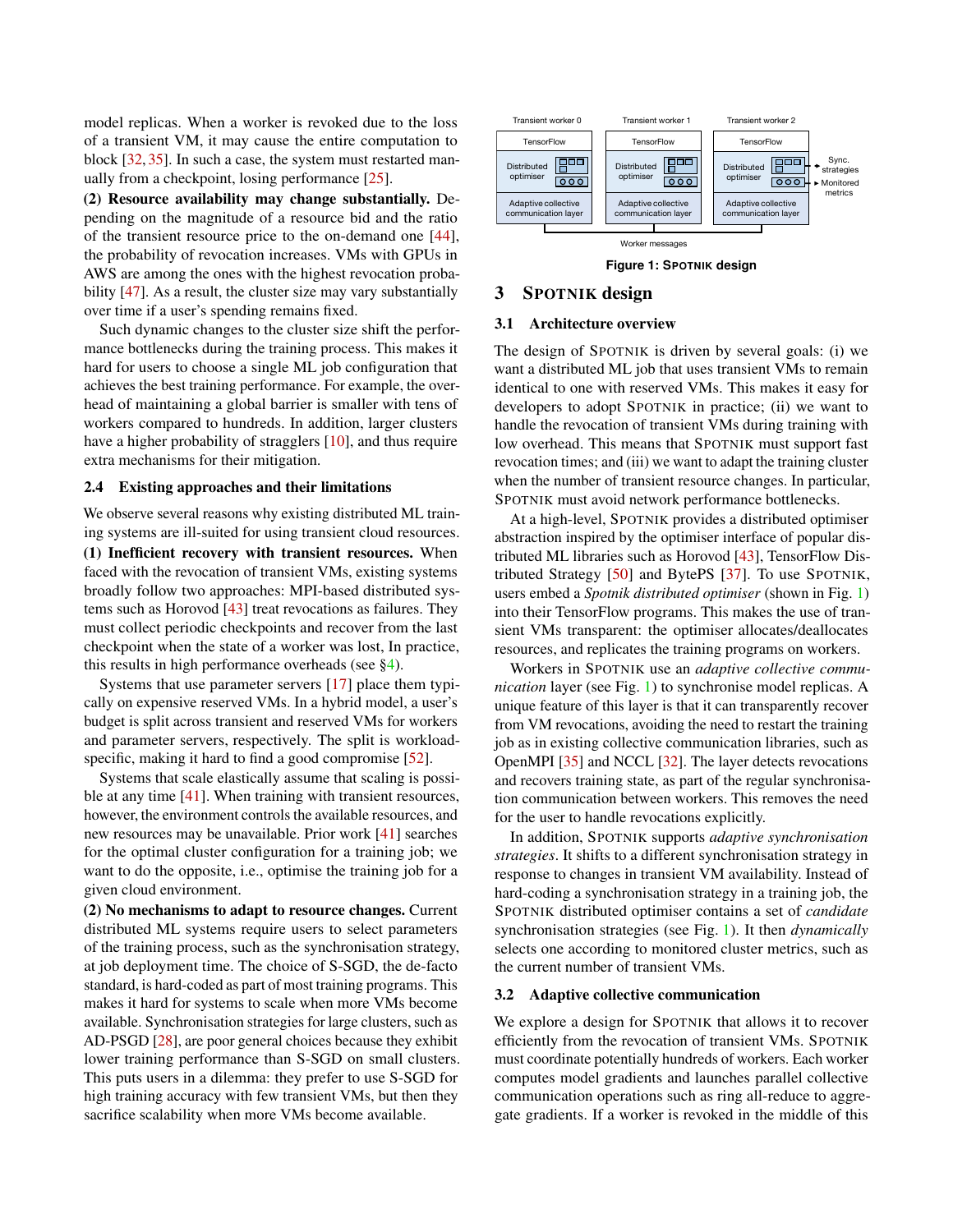model replicas. When a worker is revoked due to the loss of a transient VM, it may cause the entire computation to block [32, 35]. In such a case, the system must restarted manually from a checkpoint, losing performance [25].

**(2) Resource availability may change substantially.** Depending on the magnitude of a resource bid and the ratio of the transient resource price to the on-demand one [44], the probability of revocation increases. VMs with GPUs in AWS are among the ones with the highest revocation probability [47]. As a result, the cluster size may vary substantially over time if a user's spending remains fixed.

Such dynamic changes to the cluster size shift the performance bottlenecks during the training process. This makes it hard for users to choose a single ML job configuration that achieves the best training performance. For example, the overhead of maintaining a global barrier is smaller with tens of workers compared to hundreds. In addition, larger clusters have a higher probability of stragglers [10], and thus require extra mechanisms for their mitigation.

### 2.4 Existing approaches and their limitations

We observe several reasons why existing distributed ML training systems are ill-suited for using transient cloud resources.

**(1) Inefficient recovery with transient resources.** When faced with the revocation of transient VMs, existing systems broadly follow two approaches: MPI-based distributed systems such as Horovod [43] treat revocations as failures. They must collect periodic checkpoints and recover from the last checkpoint when the state of a worker was lost, In practice, this results in high performance overheads (see §4).

Systems that use parameter servers [17] place them typically on expensive reserved VMs. In a hybrid model, a user's budget is split across transient and reserved VMs for workers and parameter servers, respectively. The split is workload-specific, making it hard to find a good compromise [52].

Systems that scale elastically assume that scaling is possible at any time [41]. When training with transient resources, however, the environment controls the available resources, and new resources may be unavailable. Prior work [41] searches for the optimal cluster configuration for a training job; we want to do the opposite, i.e., optimise the training job for a given cloud environment.

**(2) No mechanisms to adapt to resource changes.** Current distributed ML systems require users to select parameters of the training process, such as the synchronisation strategy, at job deployment time. The choice of S-SGD, the de-facto standard, is hard-coded as part of most training programs. This makes it hard for systems to scale when more VMs become available. Synchronisation strategies for large clusters, such as AD-PSGD [28], are poor general choices because they exhibit lower training performance than S-SGD on small clusters. This puts users in a dilemma: they prefer to use S-SGD for high training accuracy with few transient VMs, but then they sacrifice scalability when more VMs become available.

| Transient worker 0 | Transient worker 1 | Transient worker 2 |
|---|---|---|
| TensorFlow | TensorFlow | TensorFlow |
| Distributed optimiser | Distributed optimiser | Distributed optimiser |
| Adaptive collective communication layer | Adaptive collective communication layer | Adaptive collective communication layer |

Sync. strategies; Monitored metrics; Worker messages

**Figure 1: SPOTNIK design**

## 3 SPOTNIK design

### 3.1 Architecture overview

The design of SPOTNIK is driven by several goals: (i) we want a distributed ML job that uses transient VMs to remain identical to one with reserved VMs. This makes it easy for developers to adopt SPOTNIK in practice; (ii) we want to handle the revocation of transient VMs during training with low overhead. This means that SPOTNIK must support fast revocation times; and (iii) we want to adapt the training cluster when the number of transient resource changes. In particular, SPOTNIK must avoid network performance bottlenecks.

At a high-level, SPOTNIK provides a distributed optimiser abstraction inspired by the optimiser interface of popular distributed ML libraries such as Horovod [43], TensorFlow Distributed Strategy [50] and BytePS [37]. To use SPOTNIK, users embed a *Spotnik distributed optimiser* (shown in Fig. 1) into their TensorFlow programs. This makes the use of transient VMs transparent: the optimiser allocates/deallocates resources, and replicates the training programs on workers.

Workers in SPOTNIK use an *adaptive collective communication* layer (see Fig. 1) to synchronise model replicas. A unique feature of this layer is that it can transparently recover from VM revocations, avoiding the need to restart the training job as in existing collective communication libraries, such as OpenMPI [35] and NCCL [32]. The layer detects revocations and recovers training state, as part of the regular synchronisation communication between workers. This removes the need for the user to handle revocations explicitly.

In addition, SPOTNIK supports *adaptive synchronisation strategies*. It shifts to a different synchronisation strategy in response to changes in transient VM availability. Instead of hard-coding a synchronisation strategy in a training job, the SPOTNIK distributed optimiser contains a set of *candidate* synchronisation strategies (see Fig. 1). It then *dynamically* selects one according to monitored cluster metrics, such as the current number of transient VMs.

### 3.2 Adaptive collective communication

We explore a design for SPOTNIK that allows it to recover efficiently from the revocation of transient VMs. SPOTNIK must coordinate potentially hundreds of workers. Each worker computes model gradients and launches parallel collective communication operations such as ring all-reduce to aggregate gradients. If a worker is revoked in the middle of this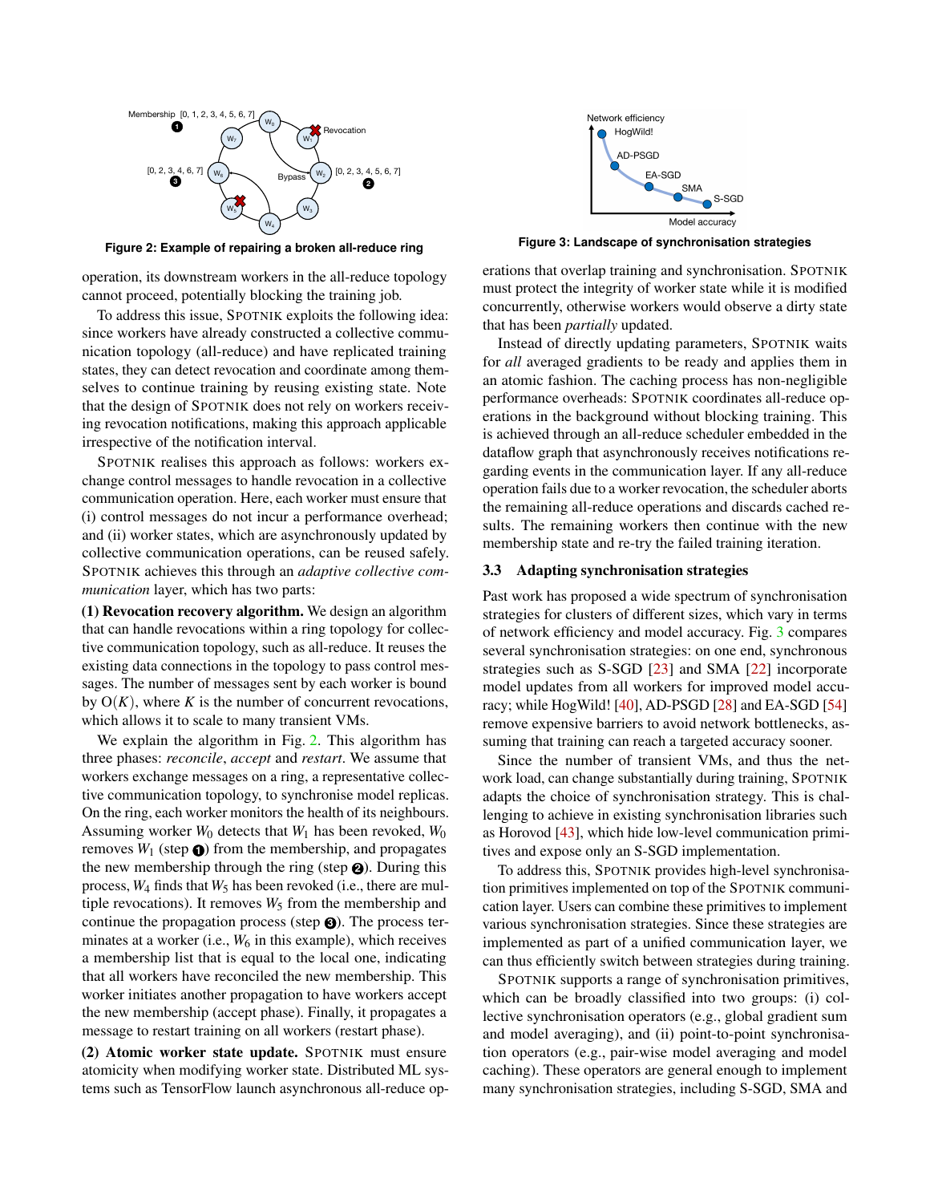Figure 2: Example of repairing a broken all-reduce ring

Figure 3: Landscape of synchronisation strategies

operation, its downstream workers in the all-reduce topology cannot proceed, potentially blocking the training job.

To address this issue, SPOTNIK exploits the following idea: since workers have already constructed a collective communication topology (all-reduce) and have replicated training states, they can detect revocation and coordinate among themselves to continue training by reusing existing state. Note that the design of SPOTNIK does not rely on workers receiving revocation notifications, making this approach applicable irrespective of the notification interval.

SPOTNIK realises this approach as follows: workers exchange control messages to handle revocation in a collective communication operation. Here, each worker must ensure that (i) control messages do not incur a performance overhead; and (ii) worker states, which are asynchronously updated by collective communication operations, can be reused safely. SPOTNIK achieves this through an *adaptive collective communication* layer, which has two parts:

**(1) Revocation recovery algorithm.** We design an algorithm that can handle revocations within a ring topology for collective communication topology, such as all-reduce. It reuses the existing data connections in the topology to pass control messages. The number of messages sent by each worker is bound by $O(K)$, where $K$ is the number of concurrent revocations, which allows it to scale to many transient VMs.

We explain the algorithm in Fig. 2. This algorithm has three phases: *reconcile*, *accept* and *restart*. We assume that workers exchange messages on a ring, a representative collective communication topology, to synchronise model replicas. On the ring, each worker monitors the health of its neighbours. Assuming worker $W_0$ detects that $W_1$ has been revoked, $W_0$ removes $W_1$ (step ❶) from the membership, and propagates the new membership through the ring (step ❷). During this process, $W_4$ finds that $W_5$ has been revoked (i.e., there are multiple revocations). It removes $W_5$ from the membership and continue the propagation process (step ❸). The process terminates at a worker (i.e., $W_6$ in this example), which receives a membership list that is equal to the local one, indicating that all workers have reconciled the new membership. This worker initiates another propagation to have workers accept the new membership (accept phase). Finally, it propagates a message to restart training on all workers (restart phase).

**(2) Atomic worker state update.** SPOTNIK must ensure atomicity when modifying worker state. Distributed ML systems such as TensorFlow launch asynchronous all-reduce operations that overlap training and synchronisation. SPOTNIK must protect the integrity of worker state while it is modified concurrently, otherwise workers would observe a dirty state that has been *partially* updated.

Instead of directly updating parameters, SPOTNIK waits for *all* averaged gradients to be ready and applies them in an atomic fashion. The caching process has non-negligible performance overheads: SPOTNIK coordinates all-reduce operations in the background without blocking training. This is achieved through an all-reduce scheduler embedded in the dataflow graph that asynchronously receives notifications regarding events in the communication layer. If any all-reduce operation fails due to a worker revocation, the scheduler aborts the remaining all-reduce operations and discards cached results. The remaining workers then continue with the new membership state and re-try the failed training iteration.

### 3.3 Adapting synchronisation strategies

Past work has proposed a wide spectrum of synchronisation strategies for clusters of different sizes, which vary in terms of network efficiency and model accuracy. Fig. 3 compares several synchronisation strategies: on one end, synchronous strategies such as S-SGD [23] and SMA [22] incorporate model updates from all workers for improved model accuracy; while HogWild! [40], AD-PSGD [28] and EA-SGD [54] remove expensive barriers to avoid network bottlenecks, assuming that training can reach a targeted accuracy sooner.

Since the number of transient VMs, and thus the network load, can change substantially during training, SPOTNIK adapts the choice of synchronisation strategy. This is challenging to achieve in existing synchronisation libraries such as Horovod [43], which hide low-level communication primitives and expose only an S-SGD implementation.

To address this, SPOTNIK provides high-level synchronisation primitives implemented on top of the SPOTNIK communication layer. Users can combine these primitives to implement various synchronisation strategies. Since these strategies are implemented as part of a unified communication layer, we can thus efficiently switch between strategies during training.

SPOTNIK supports a range of synchronisation primitives, which can be broadly classified into two groups: (i) collective synchronisation operators (e.g., global gradient sum and model averaging), and (ii) point-to-point synchronisation operators (e.g., pair-wise model averaging and model caching). These operators are general enough to implement many synchronisation strategies, including S-SGD, SMA and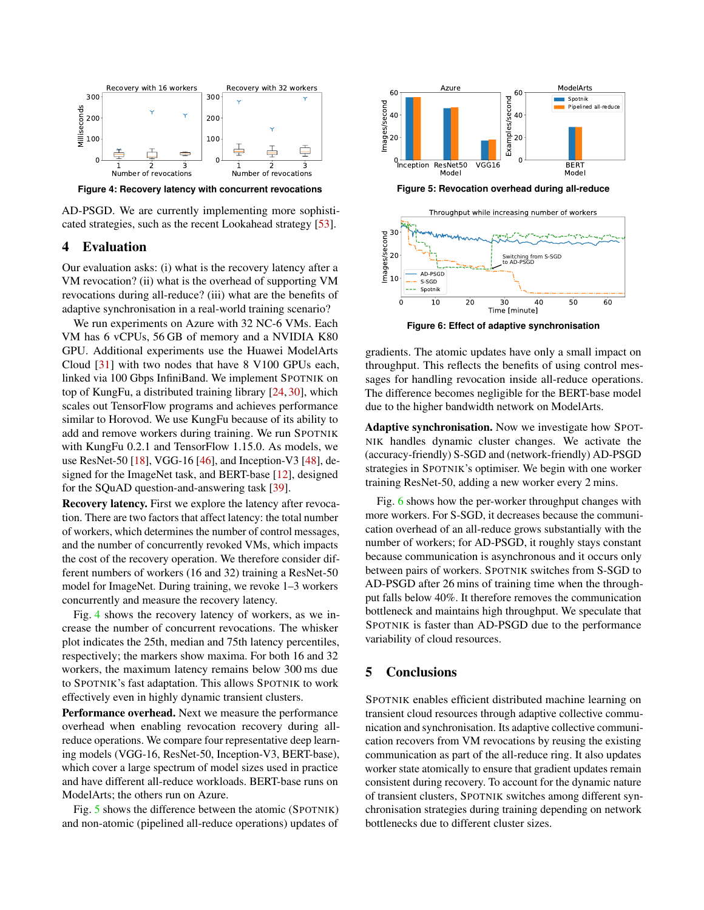Figure 4: Recovery latency with concurrent revocations

AD-PSGD. We are currently implementing more sophisticated strategies, such as the recent Lookahead strategy [53].

## 4 Evaluation

Our evaluation asks: (i) what is the recovery latency after a VM revocation? (ii) what is the overhead of supporting VM revocations during all-reduce? (iii) what are the benefits of adaptive synchronisation in a real-world training scenario?

We run experiments on Azure with 32 NC-6 VMs. Each VM has 6 vCPUs, 56 GB of memory and a NVIDIA K80 GPU. Additional experiments use the Huawei ModelArts Cloud [31] with two nodes that have 8 V100 GPUs each, linked via 100 Gbps InfiniBand. We implement SPOTNIK on top of KungFu, a distributed training library [24, 30], which scales out TensorFlow programs and achieves performance similar to Horovod. We use KungFu because of its ability to add and remove workers during training. We run SPOTNIK with KungFu 0.2.1 and TensorFlow 1.15.0. As models, we use ResNet-50 [18], VGG-16 [46], and Inception-V3 [48], designed for the ImageNet task, and BERT-base [12], designed for the SQuAD question-and-answering task [39].

**Recovery latency.** First we explore the latency after revocation. There are two factors that affect latency: the total number of workers, which determines the number of control messages, and the number of concurrently revoked VMs, which impacts the cost of the recovery operation. We therefore consider different numbers of workers (16 and 32) training a ResNet-50 model for ImageNet. During training, we revoke 1–3 workers concurrently and measure the recovery latency.

Fig. 4 shows the recovery latency of workers, as we increase the number of concurrent revocations. The whisker plot indicates the 25th, median and 75th latency percentiles, respectively; the markers show maxima. For both 16 and 32 workers, the maximum latency remains below 300 ms due to SPOTNIK's fast adaptation. This allows SPOTNIK to work effectively even in highly dynamic transient clusters.

**Performance overhead.** Next we measure the performance overhead when enabling revocation recovery during all-reduce operations. We compare four representative deep learning models (VGG-16, ResNet-50, Inception-V3, BERT-base), which cover a large spectrum of model sizes used in practice and have different all-reduce workloads. BERT-base runs on ModelArts; the others run on Azure.

Fig. 5 shows the difference between the atomic (SPOTNIK) and non-atomic (pipelined all-reduce operations) updates of gradients. The atomic updates have only a small impact on throughput. This reflects the benefits of using control messages for handling revocation inside all-reduce operations. The difference becomes negligible for the BERT-base model due to the higher bandwidth network on ModelArts.

Figure 5: Revocation overhead during all-reduce

Figure 6: Effect of adaptive synchronisation

**Adaptive synchronisation.** Now we investigate how SPOTNIK handles dynamic cluster changes. We activate the (accuracy-friendly) S-SGD and (network-friendly) AD-PSGD strategies in SPOTNIK's optimiser. We begin with one worker training ResNet-50, adding a new worker every 2 mins.

Fig. 6 shows how the per-worker throughput changes with more workers. For S-SGD, it decreases because the communication overhead of an all-reduce grows substantially with the number of workers; for AD-PSGD, it roughly stays constant because communication is asynchronous and it occurs only between pairs of workers. SPOTNIK switches from S-SGD to AD-PSGD after 26 mins of training time when the throughput falls below 40%. It therefore removes the communication bottleneck and maintains high throughput. We speculate that SPOTNIK is faster than AD-PSGD due to the performance variability of cloud resources.

## 5 Conclusions

SPOTNIK enables efficient distributed machine learning on transient cloud resources through adaptive collective communication and synchronisation. Its adaptive collective communication recovers from VM revocations by reusing the existing communication as part of the all-reduce ring. It also updates worker state atomically to ensure that gradient updates remain consistent during recovery. To account for the dynamic nature of transient clusters, SPOTNIK switches among different synchronisation strategies during training depending on network bottlenecks due to different cluster sizes.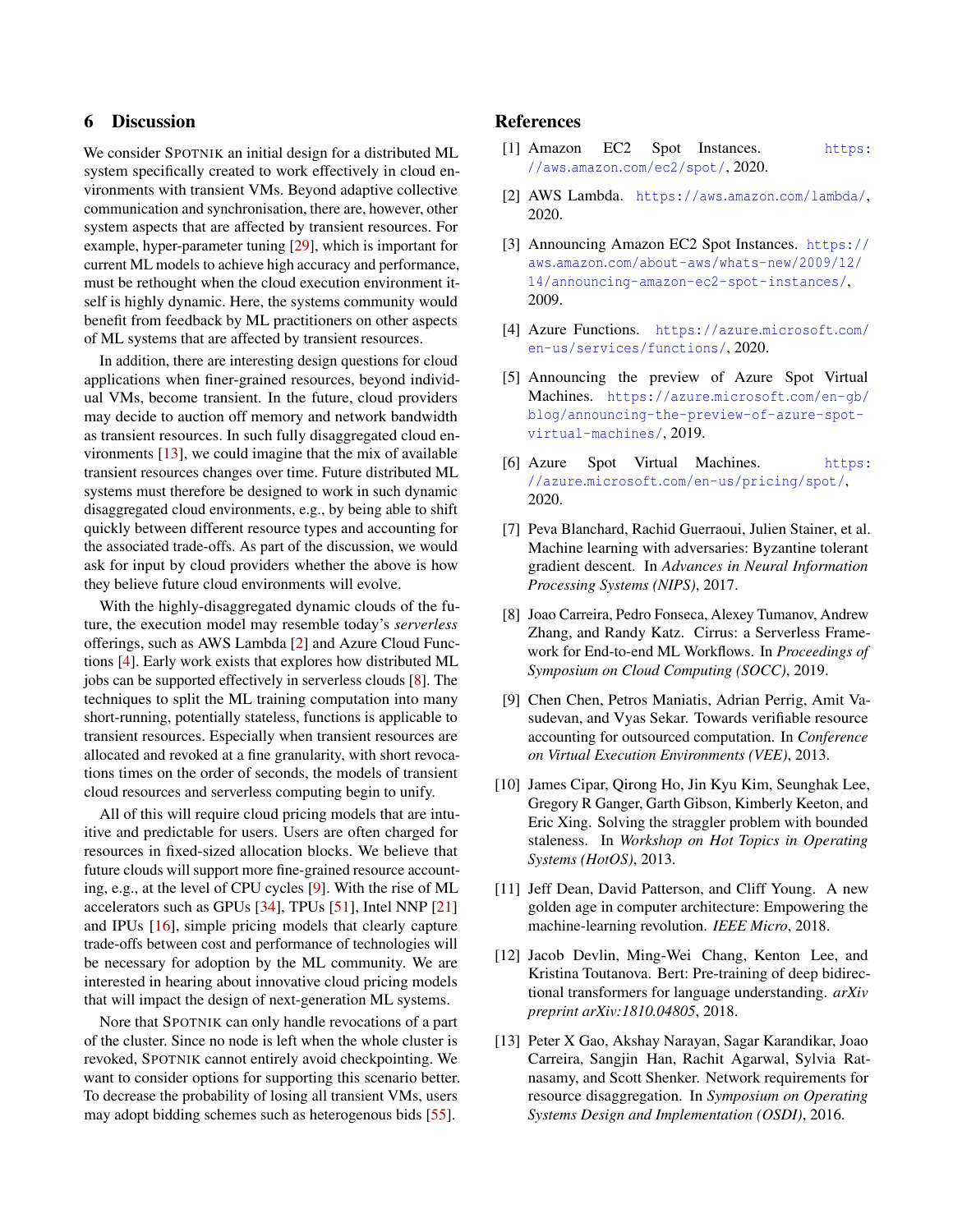## 6 Discussion

We consider SPOTNIK an initial design for a distributed ML system specifically created to work effectively in cloud environments with transient VMs. Beyond adaptive collective communication and synchronisation, there are, however, other system aspects that are affected by transient resources. For example, hyper-parameter tuning [29], which is important for current ML models to achieve high accuracy and performance, must be rethought when the cloud execution environment itself is highly dynamic. Here, the systems community would benefit from feedback by ML practitioners on other aspects of ML systems that are affected by transient resources.

In addition, there are interesting design questions for cloud applications when finer-grained resources, beyond individual VMs, become transient. In the future, cloud providers may decide to auction off memory and network bandwidth as transient resources. In such fully disaggregated cloud environments [13], we could imagine that the mix of available transient resources changes over time. Future distributed ML systems must therefore be designed to work in such dynamic disaggregated cloud environments, e.g., by being able to shift quickly between different resource types and accounting for the associated trade-offs. As part of the discussion, we would ask for input by cloud providers whether the above is how they believe future cloud environments will evolve.

With the highly-disaggregated dynamic clouds of the future, the execution model may resemble today's *serverless* offerings, such as AWS Lambda [2] and Azure Cloud Functions [4]. Early work exists that explores how distributed ML jobs can be supported effectively in serverless clouds [8]. The techniques to split the ML training computation into many short-running, potentially stateless, functions is applicable to transient resources. Especially when transient resources are allocated and revoked at a fine granularity, with short revocations times on the order of seconds, the models of transient cloud resources and serverless computing begin to unify.

All of this will require cloud pricing models that are intuitive and predictable for users. Users are often charged for resources in fixed-sized allocation blocks. We believe that future clouds will support more fine-grained resource accounting, e.g., at the level of CPU cycles [9]. With the rise of ML accelerators such as GPUs [34], TPUs [51], Intel NNP [21] and IPUs [16], simple pricing models that clearly capture trade-offs between cost and performance of technologies will be necessary for adoption by the ML community. We are interested in hearing about innovative cloud pricing models that will impact the design of next-generation ML systems.

Nore that SPOTNIK can only handle revocations of a part of the cluster. Since no node is left when the whole cluster is revoked, SPOTNIK cannot entirely avoid checkpointing. We want to consider options for supporting this scenario better. To decrease the probability of losing all transient VMs, users may adopt bidding schemes such as heterogenous bids [55].

## References

[1] Amazon EC2 Spot Instances. https://aws.amazon.com/ec2/spot/, 2020.

[2] AWS Lambda. https://aws.amazon.com/lambda/, 2020.

[3] Announcing Amazon EC2 Spot Instances. https://aws.amazon.com/about-aws/whats-new/2009/12/14/announcing-amazon-ec2-spot-instances/, 2009.

[4] Azure Functions. https://azure.microsoft.com/en-us/services/functions/, 2020.

[5] Announcing the preview of Azure Spot Virtual Machines. https://azure.microsoft.com/en-gb/blog/announcing-the-preview-of-azure-spot-virtual-machines/, 2019.

[6] Azure Spot Virtual Machines. https://azure.microsoft.com/en-us/pricing/spot/, 2020.

[7] Peva Blanchard, Rachid Guerraoui, Julien Stainer, et al. Machine learning with adversaries: Byzantine tolerant gradient descent. In *Advances in Neural Information Processing Systems (NIPS)*, 2017.

[8] Joao Carreira, Pedro Fonseca, Alexey Tumanov, Andrew Zhang, and Randy Katz. Cirrus: a Serverless Framework for End-to-end ML Workflows. In *Proceedings of Symposium on Cloud Computing (SOCC)*, 2019.

[9] Chen Chen, Petros Maniatis, Adrian Perrig, Amit Vasudevan, and Vyas Sekar. Towards verifiable resource accounting for outsourced computation. In *Conference on Virtual Execution Environments (VEE)*, 2013.

[10] James Cipar, Qirong Ho, Jin Kyu Kim, Seunghak Lee, Gregory R Ganger, Garth Gibson, Kimberly Keeton, and Eric Xing. Solving the straggler problem with bounded staleness. In *Workshop on Hot Topics in Operating Systems (HotOS)*, 2013.

[11] Jeff Dean, David Patterson, and Cliff Young. A new golden age in computer architecture: Empowering the machine-learning revolution. *IEEE Micro*, 2018.

[12] Jacob Devlin, Ming-Wei Chang, Kenton Lee, and Kristina Toutanova. Bert: Pre-training of deep bidirectional transformers for language understanding. *arXiv preprint arXiv:1810.04805*, 2018.

[13] Peter X Gao, Akshay Narayan, Sagar Karandikar, Joao Carreira, Sangjin Han, Rachit Agarwal, Sylvia Ratnasamy, and Scott Shenker. Network requirements for resource disaggregation. In *Symposium on Operating Systems Design and Implementation (OSDI)*, 2016.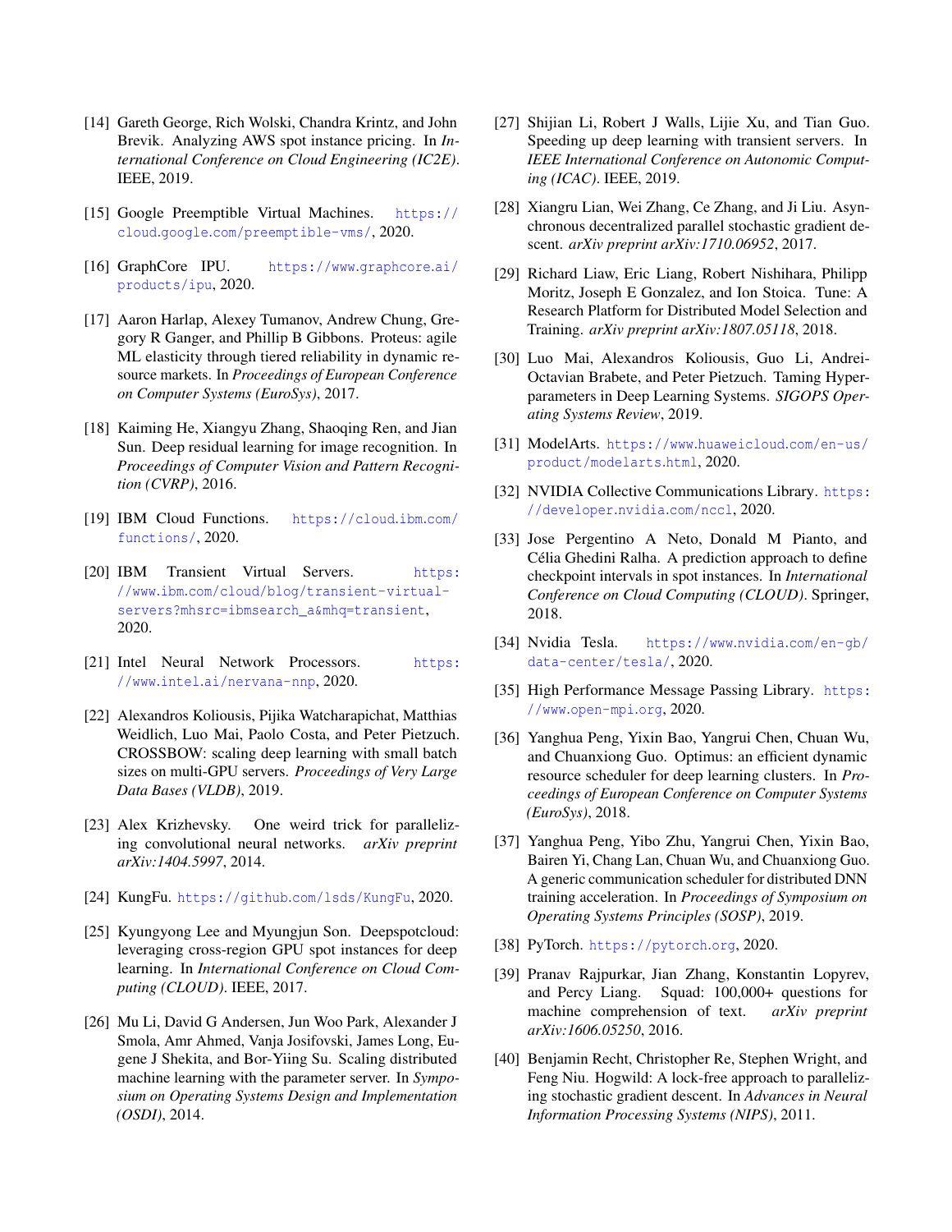[14] Gareth George, Rich Wolski, Chandra Krintz, and John Brevik. Analyzing AWS spot instance pricing. In *International Conference on Cloud Engineering (IC2E)*. IEEE, 2019.

[15] Google Preemptible Virtual Machines. https://cloud.google.com/preemptible-vms/, 2020.

[16] GraphCore IPU. https://www.graphcore.ai/products/ipu, 2020.

[17] Aaron Harlap, Alexey Tumanov, Andrew Chung, Gregory R Ganger, and Phillip B Gibbons. Proteus: agile ML elasticity through tiered reliability in dynamic resource markets. In *Proceedings of European Conference on Computer Systems (EuroSys)*, 2017.

[18] Kaiming He, Xiangyu Zhang, Shaoqing Ren, and Jian Sun. Deep residual learning for image recognition. In *Proceedings of Computer Vision and Pattern Recognition (CVRP)*, 2016.

[19] IBM Cloud Functions. https://cloud.ibm.com/functions/, 2020.

[20] IBM Transient Virtual Servers. https://www.ibm.com/cloud/blog/transient-virtual-servers?mhsrc=ibmsearch_a&mhq=transient, 2020.

[21] Intel Neural Network Processors. https://www.intel.ai/nervana-nnp, 2020.

[22] Alexandros Koliousis, Pijika Watcharapichat, Matthias Weidlich, Luo Mai, Paolo Costa, and Peter Pietzuch. CROSSBOW: scaling deep learning with small batch sizes on multi-GPU servers. *Proceedings of Very Large Data Bases (VLDB)*, 2019.

[23] Alex Krizhevsky. One weird trick for parallelizing convolutional neural networks. *arXiv preprint arXiv:1404.5997*, 2014.

[24] KungFu. https://github.com/lsds/KungFu, 2020.

[25] Kyungyong Lee and Myungjun Son. Deepspotcloud: leveraging cross-region GPU spot instances for deep learning. In *International Conference on Cloud Computing (CLOUD)*. IEEE, 2017.

[26] Mu Li, David G Andersen, Jun Woo Park, Alexander J Smola, Amr Ahmed, Vanja Josifovski, James Long, Eugene J Shekita, and Bor-Yiing Su. Scaling distributed machine learning with the parameter server. In *Symposium on Operating Systems Design and Implementation (OSDI)*, 2014.

[27] Shijian Li, Robert J Walls, Lijie Xu, and Tian Guo. Speeding up deep learning with transient servers. In *IEEE International Conference on Autonomic Computing (ICAC)*. IEEE, 2019.

[28] Xiangru Lian, Wei Zhang, Ce Zhang, and Ji Liu. Asynchronous decentralized parallel stochastic gradient descent. *arXiv preprint arXiv:1710.06952*, 2017.

[29] Richard Liaw, Eric Liang, Robert Nishihara, Philipp Moritz, Joseph E Gonzalez, and Ion Stoica. Tune: A Research Platform for Distributed Model Selection and Training. *arXiv preprint arXiv:1807.05118*, 2018.

[30] Luo Mai, Alexandros Koliousis, Guo Li, Andrei-Octavian Brabete, and Peter Pietzuch. Taming Hyperparameters in Deep Learning Systems. *SIGOPS Operating Systems Review*, 2019.

[31] ModelArts. https://www.huaweicloud.com/en-us/product/modelarts.html, 2020.

[32] NVIDIA Collective Communications Library. https://developer.nvidia.com/nccl, 2020.

[33] Jose Pergentino A Neto, Donald M Pianto, and Célia Ghedini Ralha. A prediction approach to define checkpoint intervals in spot instances. In *International Conference on Cloud Computing (CLOUD)*. Springer, 2018.

[34] Nvidia Tesla. https://www.nvidia.com/en-gb/data-center/tesla/, 2020.

[35] High Performance Message Passing Library. https://www.open-mpi.org, 2020.

[36] Yanghua Peng, Yixin Bao, Yangrui Chen, Chuan Wu, and Chuanxiong Guo. Optimus: an efficient dynamic resource scheduler for deep learning clusters. In *Proceedings of European Conference on Computer Systems (EuroSys)*, 2018.

[37] Yanghua Peng, Yibo Zhu, Yangrui Chen, Yixin Bao, Bairen Yi, Chang Lan, Chuan Wu, and Chuanxiong Guo. A generic communication scheduler for distributed DNN training acceleration. In *Proceedings of Symposium on Operating Systems Principles (SOSP)*, 2019.

[38] PyTorch. https://pytorch.org, 2020.

[39] Pranav Rajpurkar, Jian Zhang, Konstantin Lopyrev, and Percy Liang. Squad: 100,000+ questions for machine comprehension of text. *arXiv preprint arXiv:1606.05250*, 2016.

[40] Benjamin Recht, Christopher Re, Stephen Wright, and Feng Niu. Hogwild: A lock-free approach to parallelizing stochastic gradient descent. In *Advances in Neural Information Processing Systems (NIPS)*, 2011.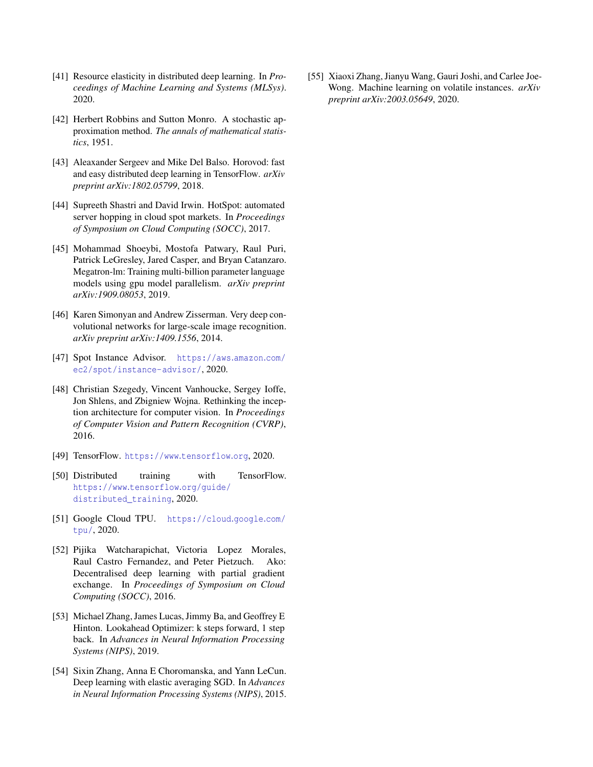[41] Resource elasticity in distributed deep learning. In *Proceedings of Machine Learning and Systems (MLSys)*. 2020.

[42] Herbert Robbins and Sutton Monro. A stochastic approximation method. *The annals of mathematical statistics*, 1951.

[43] Aleaxander Sergeev and Mike Del Balso. Horovod: fast and easy distributed deep learning in TensorFlow. *arXiv preprint arXiv:1802.05799*, 2018.

[44] Supreeth Shastri and David Irwin. HotSpot: automated server hopping in cloud spot markets. In *Proceedings of Symposium on Cloud Computing (SOCC)*, 2017.

[45] Mohammad Shoeybi, Mostofa Patwary, Raul Puri, Patrick LeGresley, Jared Casper, and Bryan Catanzaro. Megatron-lm: Training multi-billion parameter language models using gpu model parallelism. *arXiv preprint arXiv:1909.08053*, 2019.

[46] Karen Simonyan and Andrew Zisserman. Very deep convolutional networks for large-scale image recognition. *arXiv preprint arXiv:1409.1556*, 2014.

[47] Spot Instance Advisor. https://aws.amazon.com/ec2/spot/instance-advisor/, 2020.

[48] Christian Szegedy, Vincent Vanhoucke, Sergey Ioffe, Jon Shlens, and Zbigniew Wojna. Rethinking the inception architecture for computer vision. In *Proceedings of Computer Vision and Pattern Recognition (CVRP)*, 2016.

[49] TensorFlow. https://www.tensorflow.org, 2020.

[50] Distributed training with TensorFlow. https://www.tensorflow.org/guide/distributed_training, 2020.

[51] Google Cloud TPU. https://cloud.google.com/tpu/, 2020.

[52] Pijika Watcharapichat, Victoria Lopez Morales, Raul Castro Fernandez, and Peter Pietzuch. Ako: Decentralised deep learning with partial gradient exchange. In *Proceedings of Symposium on Cloud Computing (SOCC)*, 2016.

[53] Michael Zhang, James Lucas, Jimmy Ba, and Geoffrey E Hinton. Lookahead Optimizer: k steps forward, 1 step back. In *Advances in Neural Information Processing Systems (NIPS)*, 2019.

[54] Sixin Zhang, Anna E Choromanska, and Yann LeCun. Deep learning with elastic averaging SGD. In *Advances in Neural Information Processing Systems (NIPS)*, 2015.

[55] Xiaoxi Zhang, Jianyu Wang, Gauri Joshi, and Carlee Joe-Wong. Machine learning on volatile instances. *arXiv preprint arXiv:2003.05649*, 2020.